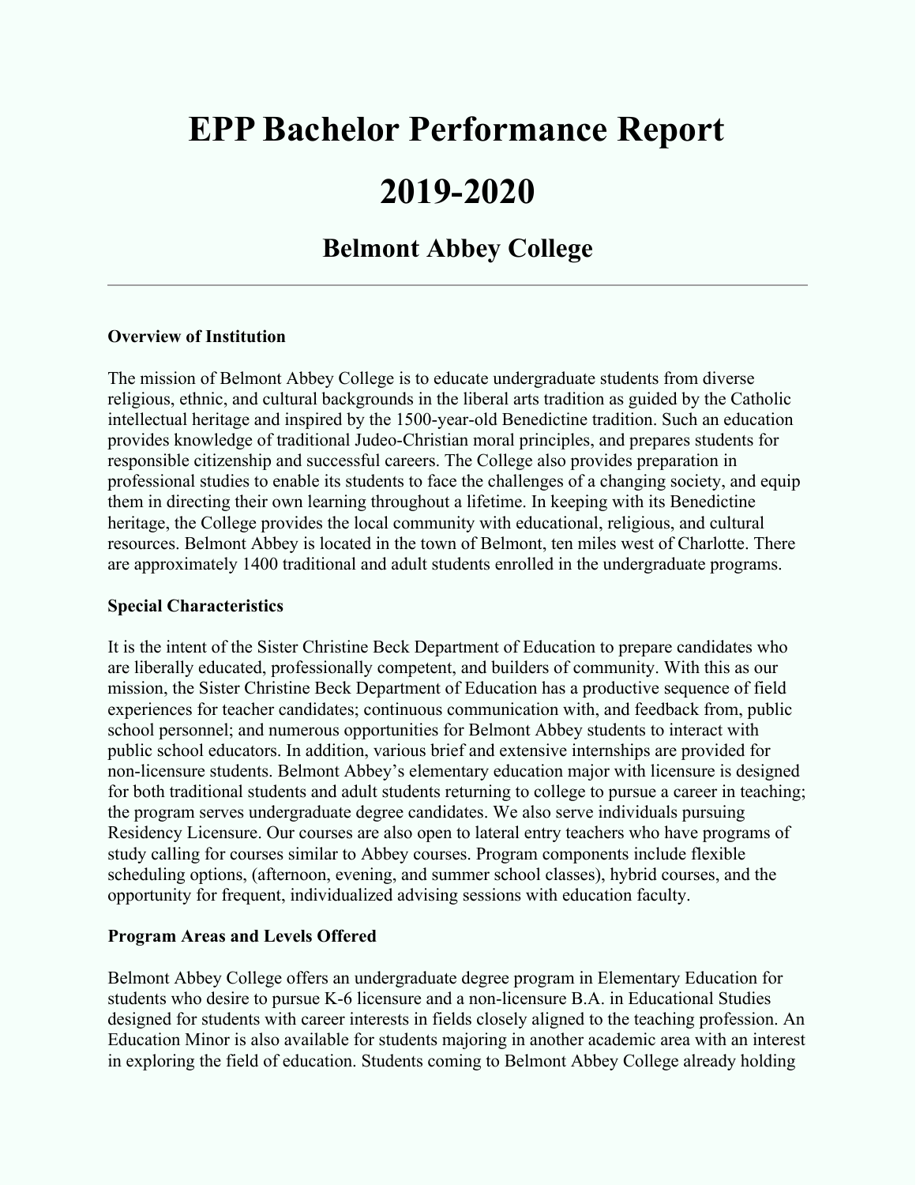# EPP Bachelor Performance Report

# 2019-2020

## Belmont Abbey College

---

**Overview of Institution**

The mission of Belmont Abbey College is to educate undergraduate students from diverse religious, ethnic, and cultural backgrounds in the liberal arts tradition as guided by the Catholic intellectual heritage and inspired by the 1500-year-old Benedictine tradition. Such an education provides knowledge of traditional Judeo-Christian moral principles, and prepares students for responsible citizenship and successful careers. The College also provides preparation in professional studies to enable its students to face the challenges of a changing society, and equip them in directing their own learning throughout a lifetime. In keeping with its Benedictine heritage, the College provides the local community with educational, religious, and cultural resources. Belmont Abbey is located in the town of Belmont, ten miles west of Charlotte. There are approximately 1400 traditional and adult students enrolled in the undergraduate programs.

**Special Characteristics**

It is the intent of the Sister Christine Beck Department of Education to prepare candidates who are liberally educated, professionally competent, and builders of community. With this as our mission, the Sister Christine Beck Department of Education has a productive sequence of field experiences for teacher candidates; continuous communication with, and feedback from, public school personnel; and numerous opportunities for Belmont Abbey students to interact with public school educators. In addition, various brief and extensive internships are provided for non-licensure students. Belmont Abbey's elementary education major with licensure is designed for both traditional students and adult students returning to college to pursue a career in teaching; the program serves undergraduate degree candidates. We also serve individuals pursuing Residency Licensure. Our courses are also open to lateral entry teachers who have programs of study calling for courses similar to Abbey courses. Program components include flexible scheduling options, (afternoon, evening, and summer school classes), hybrid courses, and the opportunity for frequent, individualized advising sessions with education faculty.

**Program Areas and Levels Offered**

Belmont Abbey College offers an undergraduate degree program in Elementary Education for students who desire to pursue K-6 licensure and a non-licensure B.A. in Educational Studies designed for students with career interests in fields closely aligned to the teaching profession. An Education Minor is also available for students majoring in another academic area with an interest in exploring the field of education. Students coming to Belmont Abbey College already holding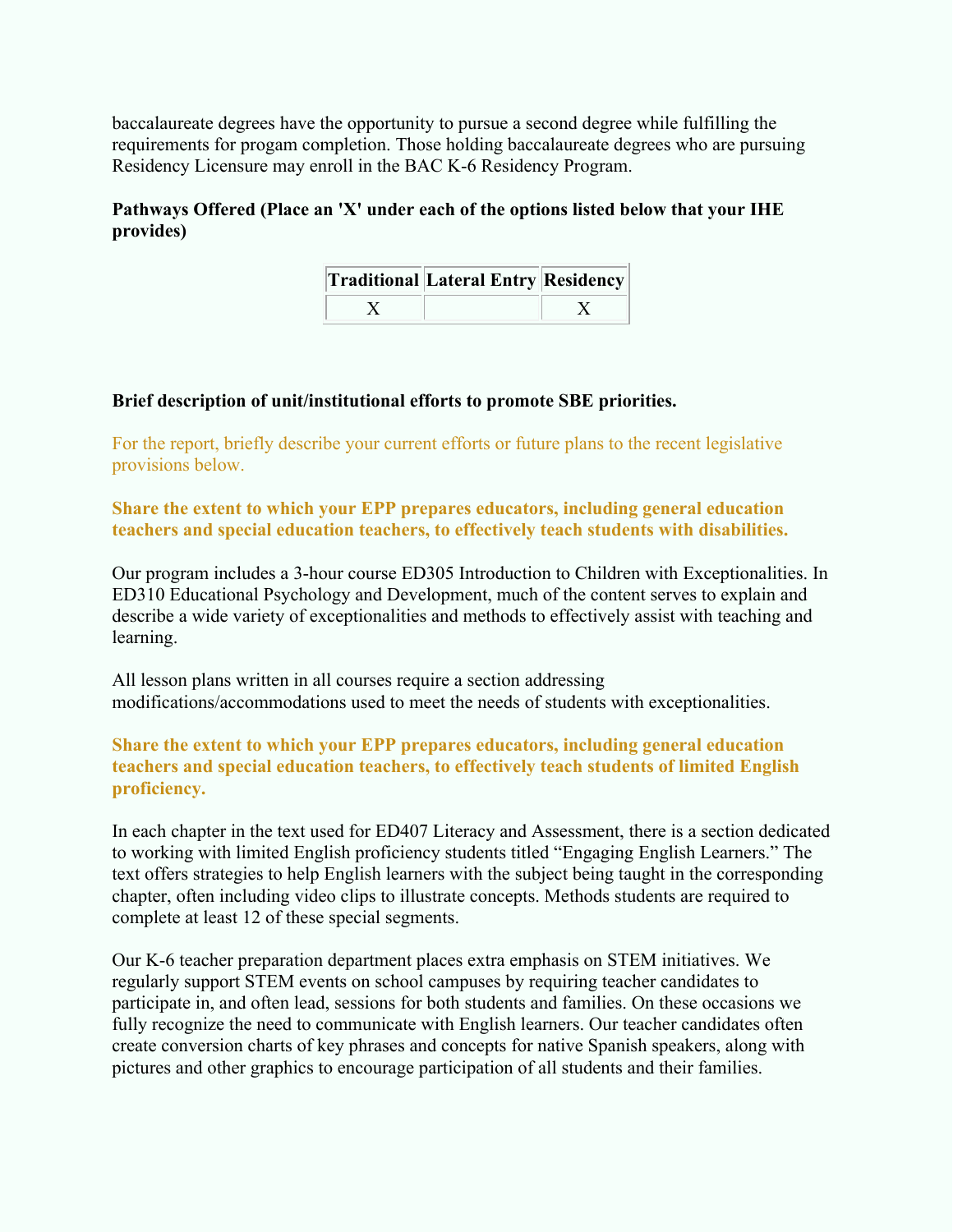baccalaureate degrees have the opportunity to pursue a second degree while fulfilling the requirements for progam completion. Those holding baccalaureate degrees who are pursuing Residency Licensure may enroll in the BAC K-6 Residency Program.

**Pathways Offered (Place an 'X' under each of the options listed below that your IHE provides)**

| Traditional | Lateral Entry | Residency |
| --- | --- | --- |
| X | | X |

**Brief description of unit/institutional efforts to promote SBE priorities.**

For the report, briefly describe your current efforts or future plans to the recent legislative provisions below.

**Share the extent to which your EPP prepares educators, including general education teachers and special education teachers, to effectively teach students with disabilities.**

Our program includes a 3-hour course ED305 Introduction to Children with Exceptionalities. In ED310 Educational Psychology and Development, much of the content serves to explain and describe a wide variety of exceptionalities and methods to effectively assist with teaching and learning.

All lesson plans written in all courses require a section addressing modifications/accommodations used to meet the needs of students with exceptionalities.

**Share the extent to which your EPP prepares educators, including general education teachers and special education teachers, to effectively teach students of limited English proficiency.**

In each chapter in the text used for ED407 Literacy and Assessment, there is a section dedicated to working with limited English proficiency students titled “Engaging English Learners.” The text offers strategies to help English learners with the subject being taught in the corresponding chapter, often including video clips to illustrate concepts. Methods students are required to complete at least 12 of these special segments.

Our K-6 teacher preparation department places extra emphasis on STEM initiatives. We regularly support STEM events on school campuses by requiring teacher candidates to participate in, and often lead, sessions for both students and families. On these occasions we fully recognize the need to communicate with English learners. Our teacher candidates often create conversion charts of key phrases and concepts for native Spanish speakers, along with pictures and other graphics to encourage participation of all students and their families.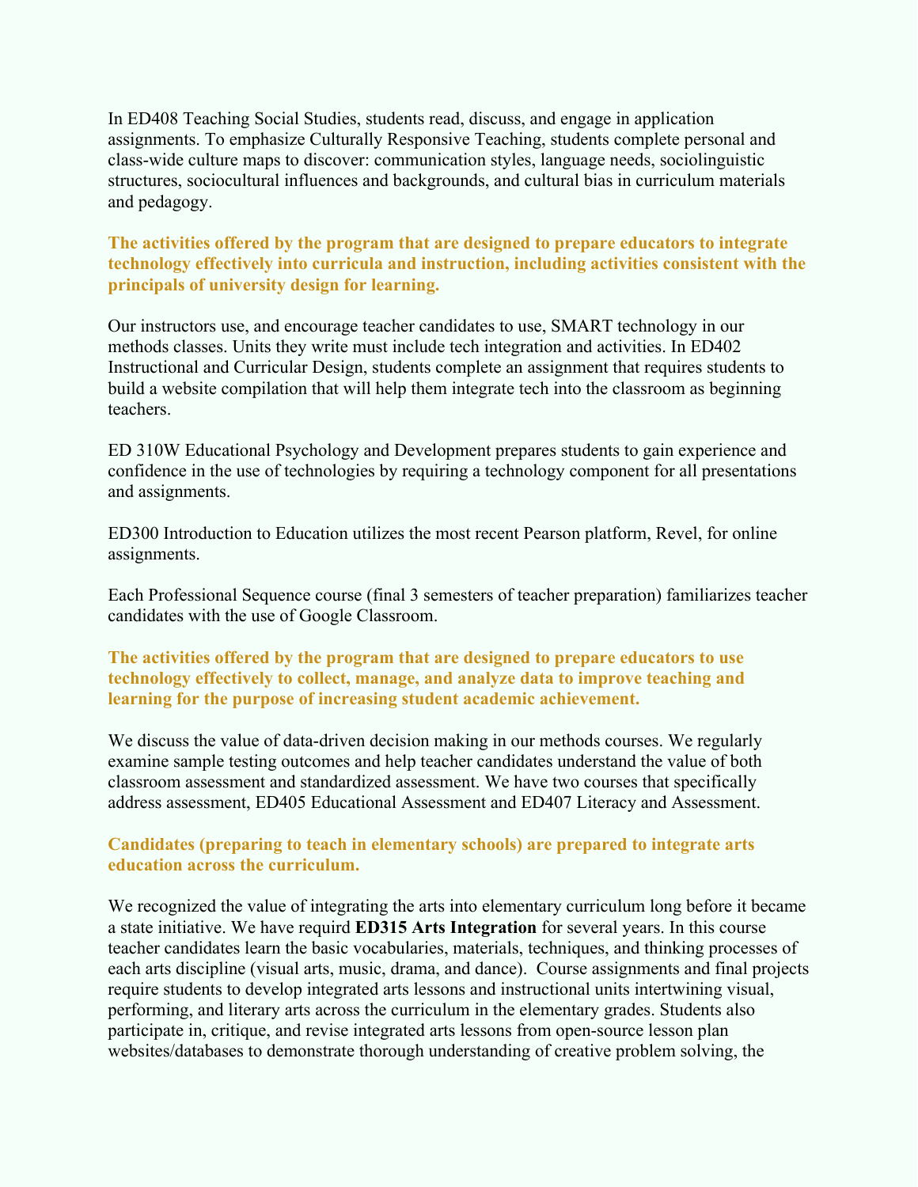In ED408 Teaching Social Studies, students read, discuss, and engage in application assignments. To emphasize Culturally Responsive Teaching, students complete personal and class-wide culture maps to discover: communication styles, language needs, sociolinguistic structures, sociocultural influences and backgrounds, and cultural bias in curriculum materials and pedagogy.

**The activities offered by the program that are designed to prepare educators to integrate technology effectively into curricula and instruction, including activities consistent with the principals of university design for learning.**

Our instructors use, and encourage teacher candidates to use, SMART technology in our methods classes. Units they write must include tech integration and activities. In ED402 Instructional and Curricular Design, students complete an assignment that requires students to build a website compilation that will help them integrate tech into the classroom as beginning teachers.

ED 310W Educational Psychology and Development prepares students to gain experience and confidence in the use of technologies by requiring a technology component for all presentations and assignments.

ED300 Introduction to Education utilizes the most recent Pearson platform, Revel, for online assignments.

Each Professional Sequence course (final 3 semesters of teacher preparation) familiarizes teacher candidates with the use of Google Classroom.

**The activities offered by the program that are designed to prepare educators to use technology effectively to collect, manage, and analyze data to improve teaching and learning for the purpose of increasing student academic achievement.**

We discuss the value of data-driven decision making in our methods courses. We regularly examine sample testing outcomes and help teacher candidates understand the value of both classroom assessment and standardized assessment. We have two courses that specifically address assessment, ED405 Educational Assessment and ED407 Literacy and Assessment.

**Candidates (preparing to teach in elementary schools) are prepared to integrate arts education across the curriculum.**

We recognized the value of integrating the arts into elementary curriculum long before it became a state initiative. We have requird **ED315 Arts Integration** for several years. In this course teacher candidates learn the basic vocabularies, materials, techniques, and thinking processes of each arts discipline (visual arts, music, drama, and dance). Course assignments and final projects require students to develop integrated arts lessons and instructional units intertwining visual, performing, and literary arts across the curriculum in the elementary grades. Students also participate in, critique, and revise integrated arts lessons from open-source lesson plan websites/databases to demonstrate thorough understanding of creative problem solving, the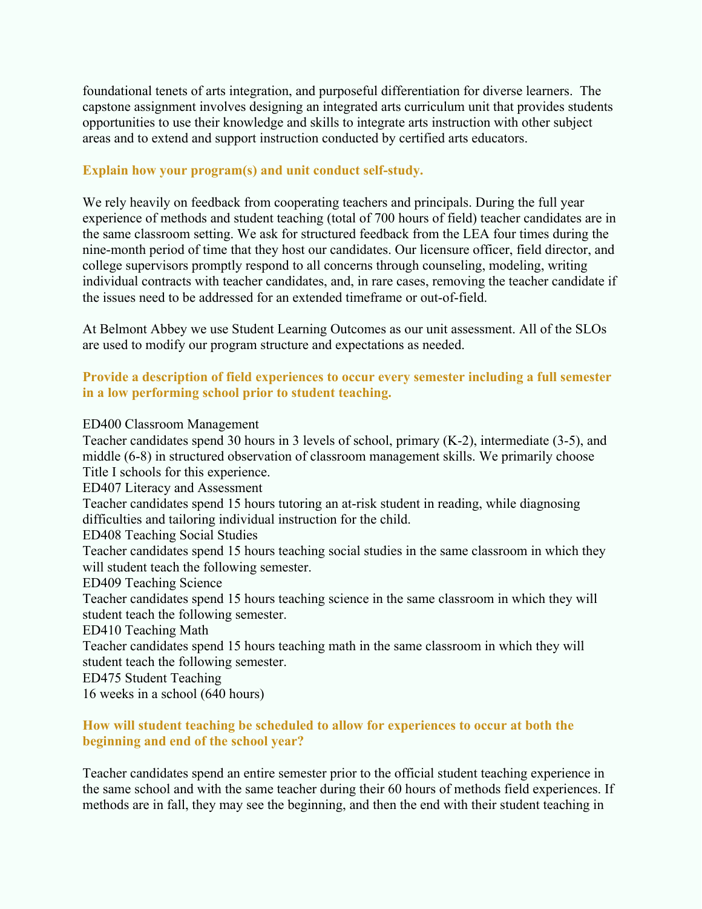foundational tenets of arts integration, and purposeful differentiation for diverse learners. The capstone assignment involves designing an integrated arts curriculum unit that provides students opportunities to use their knowledge and skills to integrate arts instruction with other subject areas and to extend and support instruction conducted by certified arts educators.

### Explain how your program(s) and unit conduct self-study.

We rely heavily on feedback from cooperating teachers and principals. During the full year experience of methods and student teaching (total of 700 hours of field) teacher candidates are in the same classroom setting. We ask for structured feedback from the LEA four times during the nine-month period of time that they host our candidates. Our licensure officer, field director, and college supervisors promptly respond to all concerns through counseling, modeling, writing individual contracts with teacher candidates, and, in rare cases, removing the teacher candidate if the issues need to be addressed for an extended timeframe or out-of-field.

At Belmont Abbey we use Student Learning Outcomes as our unit assessment. All of the SLOs are used to modify our program structure and expectations as needed.

### Provide a description of field experiences to occur every semester including a full semester in a low performing school prior to student teaching.

ED400 Classroom Management
Teacher candidates spend 30 hours in 3 levels of school, primary (K-2), intermediate (3-5), and middle (6-8) in structured observation of classroom management skills. We primarily choose Title I schools for this experience.
ED407 Literacy and Assessment
Teacher candidates spend 15 hours tutoring an at-risk student in reading, while diagnosing difficulties and tailoring individual instruction for the child.
ED408 Teaching Social Studies
Teacher candidates spend 15 hours teaching social studies in the same classroom in which they will student teach the following semester.
ED409 Teaching Science
Teacher candidates spend 15 hours teaching science in the same classroom in which they will student teach the following semester.
ED410 Teaching Math
Teacher candidates spend 15 hours teaching math in the same classroom in which they will student teach the following semester.
ED475 Student Teaching
16 weeks in a school (640 hours)

### How will student teaching be scheduled to allow for experiences to occur at both the beginning and end of the school year?

Teacher candidates spend an entire semester prior to the official student teaching experience in the same school and with the same teacher during their 60 hours of methods field experiences. If methods are in fall, they may see the beginning, and then the end with their student teaching in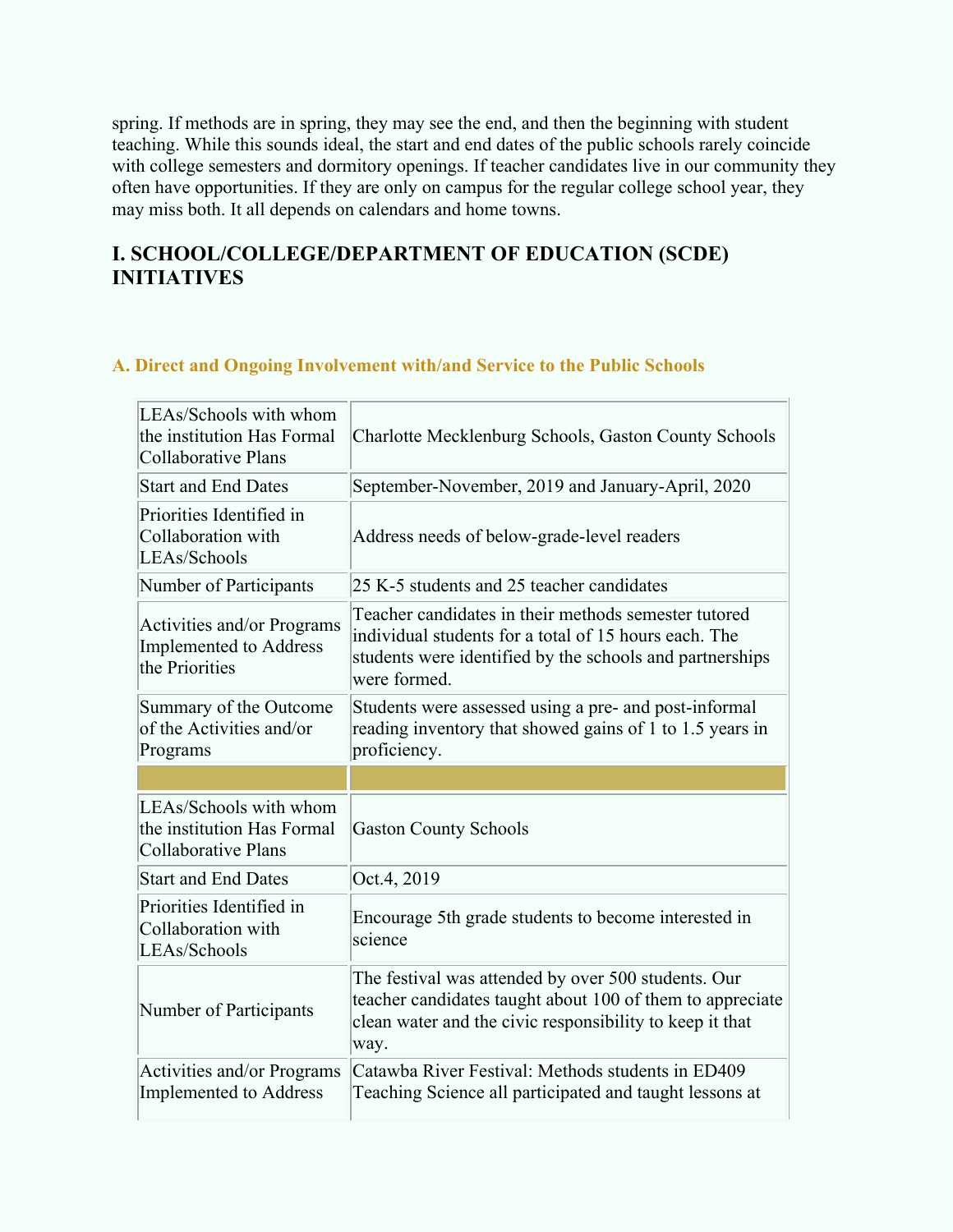spring. If methods are in spring, they may see the end, and then the beginning with student teaching. While this sounds ideal, the start and end dates of the public schools rarely coincide with college semesters and dormitory openings. If teacher candidates live in our community they often have opportunities. If they are only on campus for the regular college school year, they may miss both. It all depends on calendars and home towns.

## I. SCHOOL/COLLEGE/DEPARTMENT OF EDUCATION (SCDE) INITIATIVES

### A. Direct and Ongoing Involvement with/and Service to the Public Schools

| | |
|---|---|
| LEAs/Schools with whom the institution Has Formal Collaborative Plans | Charlotte Mecklenburg Schools, Gaston County Schools |
| Start and End Dates | September-November, 2019 and January-April, 2020 |
| Priorities Identified in Collaboration with LEAs/Schools | Address needs of below-grade-level readers |
| Number of Participants | 25 K-5 students and 25 teacher candidates |
| Activities and/or Programs Implemented to Address the Priorities | Teacher candidates in their methods semester tutored individual students for a total of 15 hours each. The students were identified by the schools and partnerships were formed. |
| Summary of the Outcome of the Activities and/or Programs | Students were assessed using a pre- and post-informal reading inventory that showed gains of 1 to 1.5 years in proficiency. |
| | |
| LEAs/Schools with whom the institution Has Formal Collaborative Plans | Gaston County Schools |
| Start and End Dates | Oct.4, 2019 |
| Priorities Identified in Collaboration with LEAs/Schools | Encourage 5th grade students to become interested in science |
| Number of Participants | The festival was attended by over 500 students. Our teacher candidates taught about 100 of them to appreciate clean water and the civic responsibility to keep it that way. |
| Activities and/or Programs Implemented to Address | Catawba River Festival: Methods students in ED409 Teaching Science all participated and taught lessons at |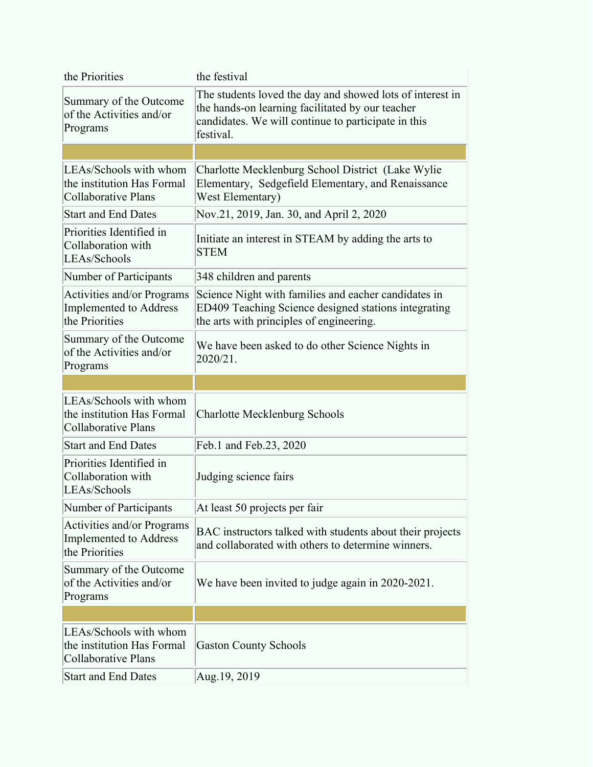| | |
|---|---|
| the Priorities | the festival |
| Summary of the Outcome of the Activities and/or Programs | The students loved the day and showed lots of interest in the hands-on learning facilitated by our teacher candidates. We will continue to participate in this festival. |
| | |
| LEAs/Schools with whom the institution Has Formal Collaborative Plans | Charlotte Mecklenburg School District (Lake Wylie Elementary, Sedgefield Elementary, and Renaissance West Elementary) |
| Start and End Dates | Nov.21, 2019, Jan. 30, and April 2, 2020 |
| Priorities Identified in Collaboration with LEAs/Schools | Initiate an interest in STEAM by adding the arts to STEM |
| Number of Participants | 348 children and parents |
| Activities and/or Programs Implemented to Address the Priorities | Science Night with families and eacher candidates in ED409 Teaching Science designed stations integrating the arts with principles of engineering. |
| Summary of the Outcome of the Activities and/or Programs | We have been asked to do other Science Nights in 2020/21. |
| | |
| LEAs/Schools with whom the institution Has Formal Collaborative Plans | Charlotte Mecklenburg Schools |
| Start and End Dates | Feb.1 and Feb.23, 2020 |
| Priorities Identified in Collaboration with LEAs/Schools | Judging science fairs |
| Number of Participants | At least 50 projects per fair |
| Activities and/or Programs Implemented to Address the Priorities | BAC instructors talked with students about their projects and collaborated with others to determine winners. |
| Summary of the Outcome of the Activities and/or Programs | We have been invited to judge again in 2020-2021. |
| | |
| LEAs/Schools with whom the institution Has Formal Collaborative Plans | Gaston County Schools |
| Start and End Dates | Aug.19, 2019 |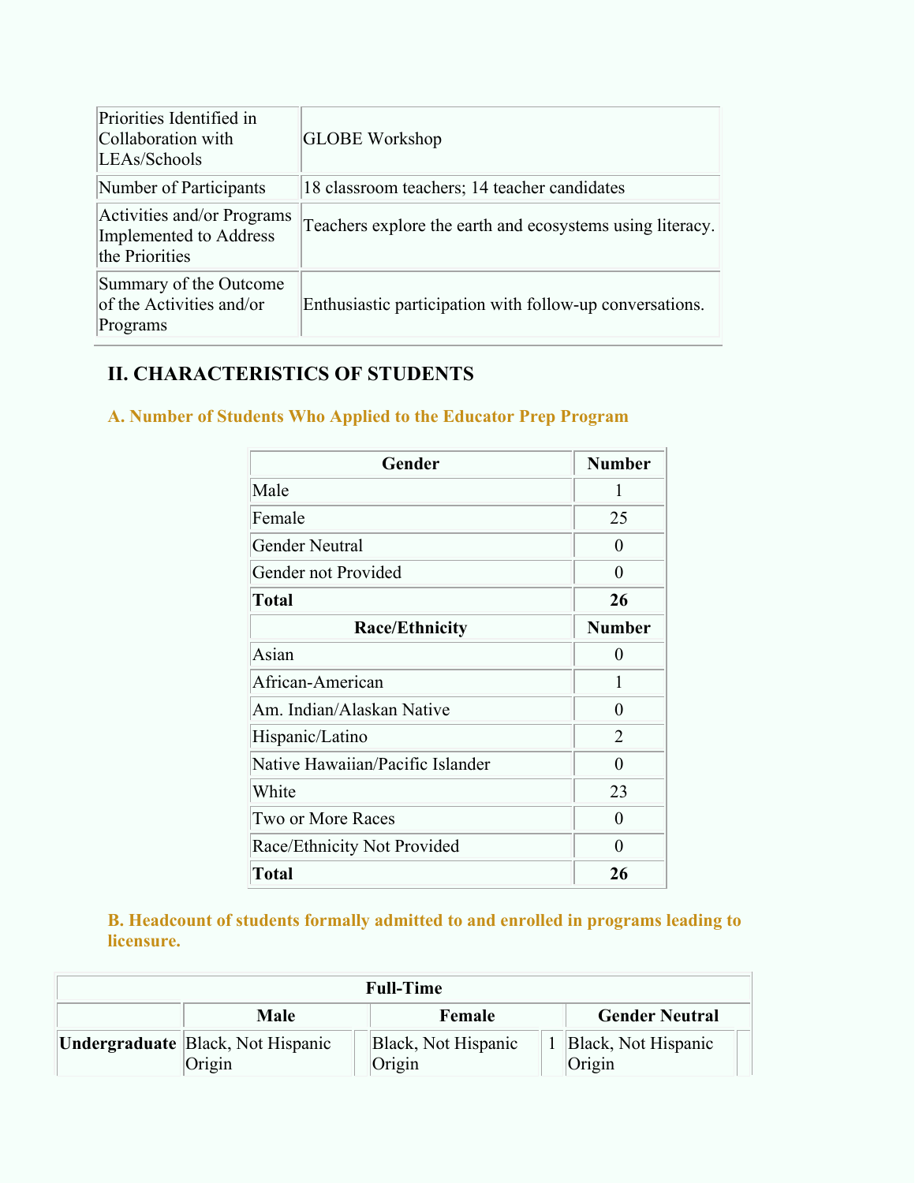| | |
|---|---|
| Priorities Identified in Collaboration with LEAs/Schools | GLOBE Workshop |
| Number of Participants | 18 classroom teachers; 14 teacher candidates |
| Activities and/or Programs Implemented to Address the Priorities | Teachers explore the earth and ecosystems using literacy. |
| Summary of the Outcome of the Activities and/or Programs | Enthusiastic participation with follow-up conversations. |

## II. CHARACTERISTICS OF STUDENTS

### A. Number of Students Who Applied to the Educator Prep Program

| Gender | Number |
|---|---|
| Male | 1 |
| Female | 25 |
| Gender Neutral | 0 |
| Gender not Provided | 0 |
| **Total** | **26** |
| **Race/Ethnicity** | **Number** |
| Asian | 0 |
| African-American | 1 |
| Am. Indian/Alaskan Native | 0 |
| Hispanic/Latino | 2 |
| Native Hawaiian/Pacific Islander | 0 |
| White | 23 |
| Two or More Races | 0 |
| Race/Ethnicity Not Provided | 0 |
| **Total** | **26** |

### B. Headcount of students formally admitted to and enrolled in programs leading to licensure.

| Full-Time | | | | | | |
|---|---|---|---|---|---|---|
| | Male | | Female | | Gender Neutral | |
| **Undergraduate** | Black, Not Hispanic Origin | | Black, Not Hispanic Origin | 1 | Black, Not Hispanic Origin | |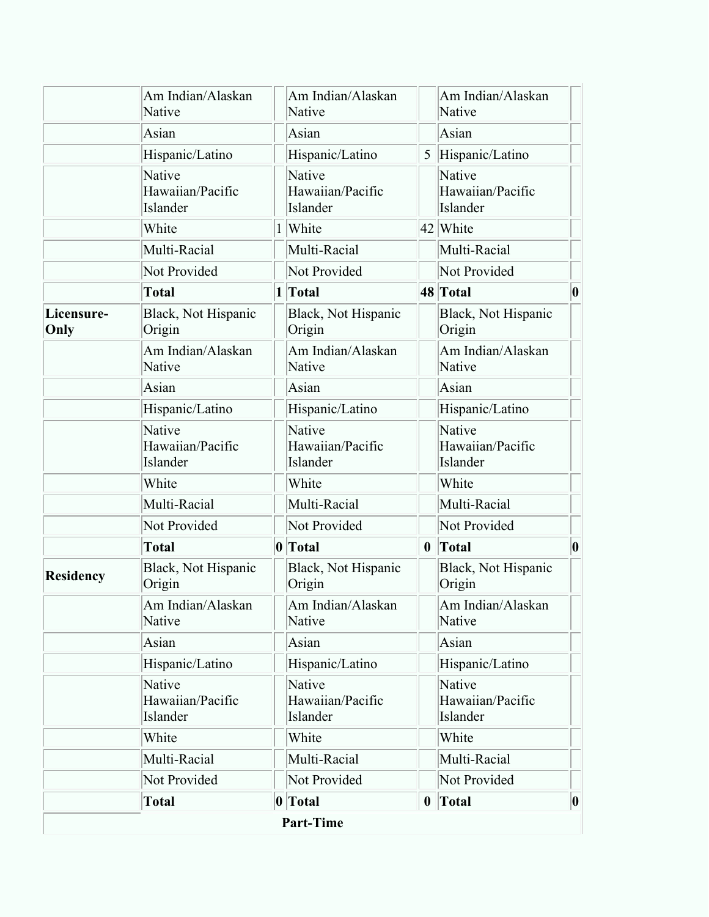| | | | | | | |
|---|---|---|---|---|---|---|
| | Am Indian/Alaskan Native | | Am Indian/Alaskan Native | | Am Indian/Alaskan Native | |
| | Asian | | Asian | | Asian | |
| | Hispanic/Latino | | Hispanic/Latino | 5 | Hispanic/Latino | |
| | Native Hawaiian/Pacific Islander | | Native Hawaiian/Pacific Islander | | Native Hawaiian/Pacific Islander | |
| | White | 1 | White | 42 | White | |
| | Multi-Racial | | Multi-Racial | | Multi-Racial | |
| | Not Provided | | Not Provided | | Not Provided | |
| | **Total** | **1** | **Total** | **48** | **Total** | **0** |
| **Licensure-Only** | Black, Not Hispanic Origin | | Black, Not Hispanic Origin | | Black, Not Hispanic Origin | |
| | Am Indian/Alaskan Native | | Am Indian/Alaskan Native | | Am Indian/Alaskan Native | |
| | Asian | | Asian | | Asian | |
| | Hispanic/Latino | | Hispanic/Latino | | Hispanic/Latino | |
| | Native Hawaiian/Pacific Islander | | Native Hawaiian/Pacific Islander | | Native Hawaiian/Pacific Islander | |
| | White | | White | | White | |
| | Multi-Racial | | Multi-Racial | | Multi-Racial | |
| | Not Provided | | Not Provided | | Not Provided | |
| | **Total** | **0** | **Total** | **0** | **Total** | **0** |
| **Residency** | Black, Not Hispanic Origin | | Black, Not Hispanic Origin | | Black, Not Hispanic Origin | |
| | Am Indian/Alaskan Native | | Am Indian/Alaskan Native | | Am Indian/Alaskan Native | |
| | Asian | | Asian | | Asian | |
| | Hispanic/Latino | | Hispanic/Latino | | Hispanic/Latino | |
| | Native Hawaiian/Pacific Islander | | Native Hawaiian/Pacific Islander | | Native Hawaiian/Pacific Islander | |
| | White | | White | | White | |
| | Multi-Racial | | Multi-Racial | | Multi-Racial | |
| | Not Provided | | Not Provided | | Not Provided | |
| | **Total** | **0** | **Total** | **0** | **Total** | **0** |
| **Part-Time** | | | | | | |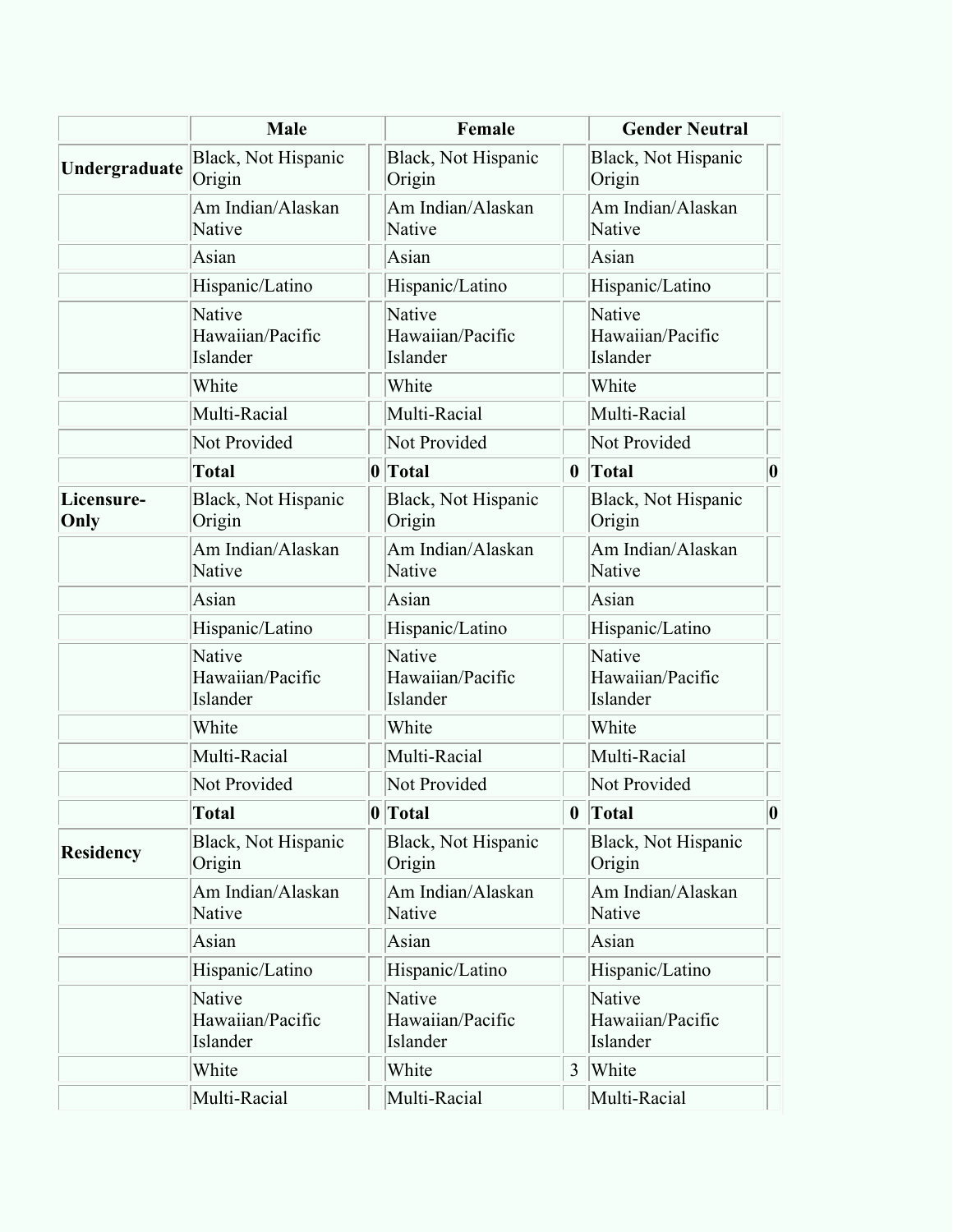| | Male | | Female | | Gender Neutral | |
|---|---|---|---|---|---|---|
| **Undergraduate** | Black, Not Hispanic Origin | | Black, Not Hispanic Origin | | Black, Not Hispanic Origin | |
| | Am Indian/Alaskan Native | | Am Indian/Alaskan Native | | Am Indian/Alaskan Native | |
| | Asian | | Asian | | Asian | |
| | Hispanic/Latino | | Hispanic/Latino | | Hispanic/Latino | |
| | Native Hawaiian/Pacific Islander | | Native Hawaiian/Pacific Islander | | Native Hawaiian/Pacific Islander | |
| | White | | White | | White | |
| | Multi-Racial | | Multi-Racial | | Multi-Racial | |
| | Not Provided | | Not Provided | | Not Provided | |
| | **Total** | **0** | **Total** | **0** | **Total** | **0** |
| **Licensure-Only** | Black, Not Hispanic Origin | | Black, Not Hispanic Origin | | Black, Not Hispanic Origin | |
| | Am Indian/Alaskan Native | | Am Indian/Alaskan Native | | Am Indian/Alaskan Native | |
| | Asian | | Asian | | Asian | |
| | Hispanic/Latino | | Hispanic/Latino | | Hispanic/Latino | |
| | Native Hawaiian/Pacific Islander | | Native Hawaiian/Pacific Islander | | Native Hawaiian/Pacific Islander | |
| | White | | White | | White | |
| | Multi-Racial | | Multi-Racial | | Multi-Racial | |
| | Not Provided | | Not Provided | | Not Provided | |
| | **Total** | **0** | **Total** | **0** | **Total** | **0** |
| **Residency** | Black, Not Hispanic Origin | | Black, Not Hispanic Origin | | Black, Not Hispanic Origin | |
| | Am Indian/Alaskan Native | | Am Indian/Alaskan Native | | Am Indian/Alaskan Native | |
| | Asian | | Asian | | Asian | |
| | Hispanic/Latino | | Hispanic/Latino | | Hispanic/Latino | |
| | Native Hawaiian/Pacific Islander | | Native Hawaiian/Pacific Islander | | Native Hawaiian/Pacific Islander | |
| | White | | White | 3 | White | |
| | Multi-Racial | | Multi-Racial | | Multi-Racial | |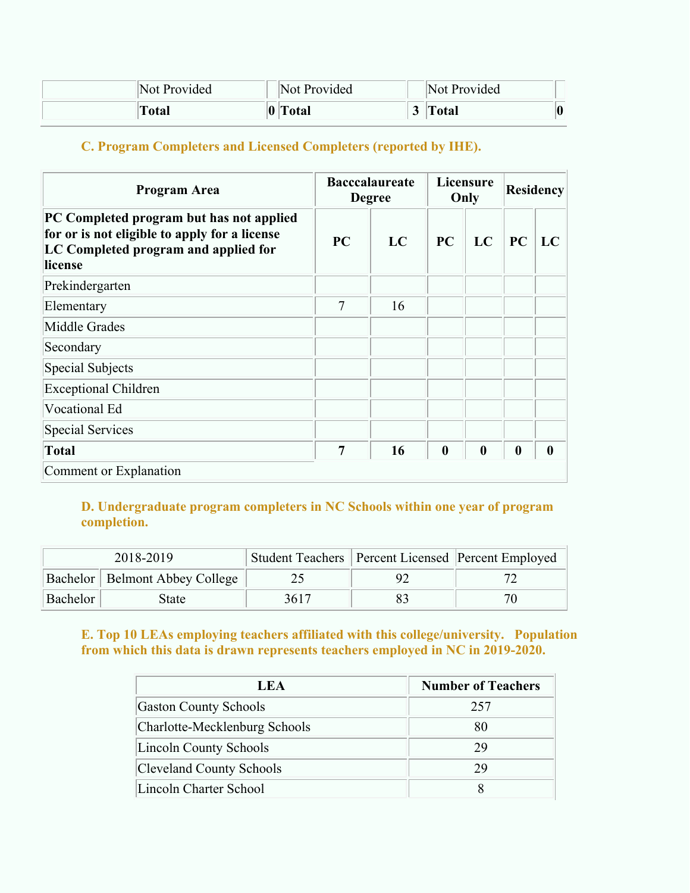| | Not Provided | | Not Provided | | Not Provided | |
|---|---|---|---|---|---|---|
| | **Total** | **0** | **Total** | **3** | **Total** | **0** |

### C. Program Completers and Licensed Completers (reported by IHE).

| Program Area | Bacccalaureate Degree | | Licensure Only | | Residency | |
|---|---|---|---|---|---|---|
| **PC Completed program but has not applied for or is not eligible to apply for a license LC Completed program and applied for license** | **PC** | **LC** | **PC** | **LC** | **PC** | **LC** |
| Prekindergarten | | | | | | |
| Elementary | 7 | 16 | | | | |
| Middle Grades | | | | | | |
| Secondary | | | | | | |
| Special Subjects | | | | | | |
| Exceptional Children | | | | | | |
| Vocational Ed | | | | | | |
| Special Services | | | | | | |
| **Total** | **7** | **16** | **0** | **0** | **0** | **0** |
| Comment or Explanation | | | | | | |

### D. Undergraduate program completers in NC Schools within one year of program completion.

| 2018-2019 | | Student Teachers | Percent Licensed | Percent Employed |
|---|---|---|---|---|
| Bachelor | Belmont Abbey College | 25 | 92 | 72 |
| Bachelor | State | 3617 | 83 | 70 |

### E. Top 10 LEAs employing teachers affiliated with this college/university. Population from which this data is drawn represents teachers employed in NC in 2019-2020.

| LEA | Number of Teachers |
|---|---|
| Gaston County Schools | 257 |
| Charlotte-Mecklenburg Schools | 80 |
| Lincoln County Schools | 29 |
| Cleveland County Schools | 29 |
| Lincoln Charter School | 8 |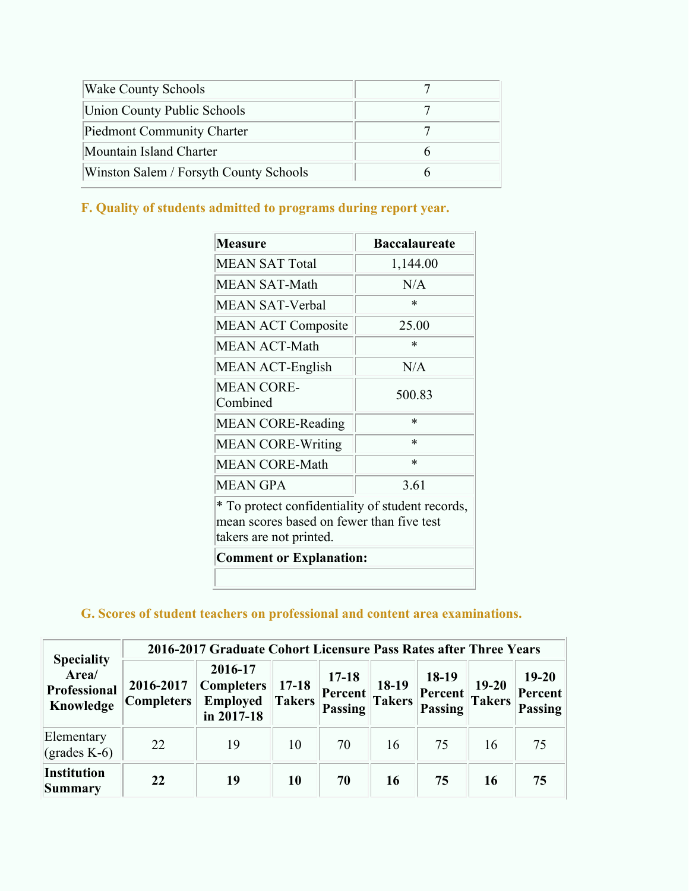| | |
|---|---|
| Wake County Schools | 7 |
| Union County Public Schools | 7 |
| Piedmont Community Charter | 7 |
| Mountain Island Charter | 6 |
| Winston Salem / Forsyth County Schools | 6 |

### F. Quality of students admitted to programs during report year.

| Measure | Baccalaureate |
|---|---|
| MEAN SAT Total | 1,144.00 |
| MEAN SAT-Math | N/A |
| MEAN SAT-Verbal | * |
| MEAN ACT Composite | 25.00 |
| MEAN ACT-Math | * |
| MEAN ACT-English | N/A |
| MEAN CORE-Combined | 500.83 |
| MEAN CORE-Reading | * |
| MEAN CORE-Writing | * |
| MEAN CORE-Math | * |
| MEAN GPA | 3.61 |
| * To protect confidentiality of student records, mean scores based on fewer than five test takers are not printed. | |
| **Comment or Explanation:** | |
| | |

### G. Scores of student teachers on professional and content area examinations.

| Speciality Area/ Professional Knowledge | 2016-2017 Graduate Cohort Licensure Pass Rates after Three Years | | | | | | | |
|---|---|---|---|---|---|---|---|---|
| | 2016-2017 Completers | 2016-17 Completers Employed in 2017-18 | 17-18 Takers | 17-18 Percent Passing | 18-19 Takers | 18-19 Percent Passing | 19-20 Takers | 19-20 Percent Passing |
| Elementary (grades K-6) | 22 | 19 | 10 | 70 | 16 | 75 | 16 | 75 |
| **Institution Summary** | **22** | **19** | **10** | **70** | **16** | **75** | **16** | **75** |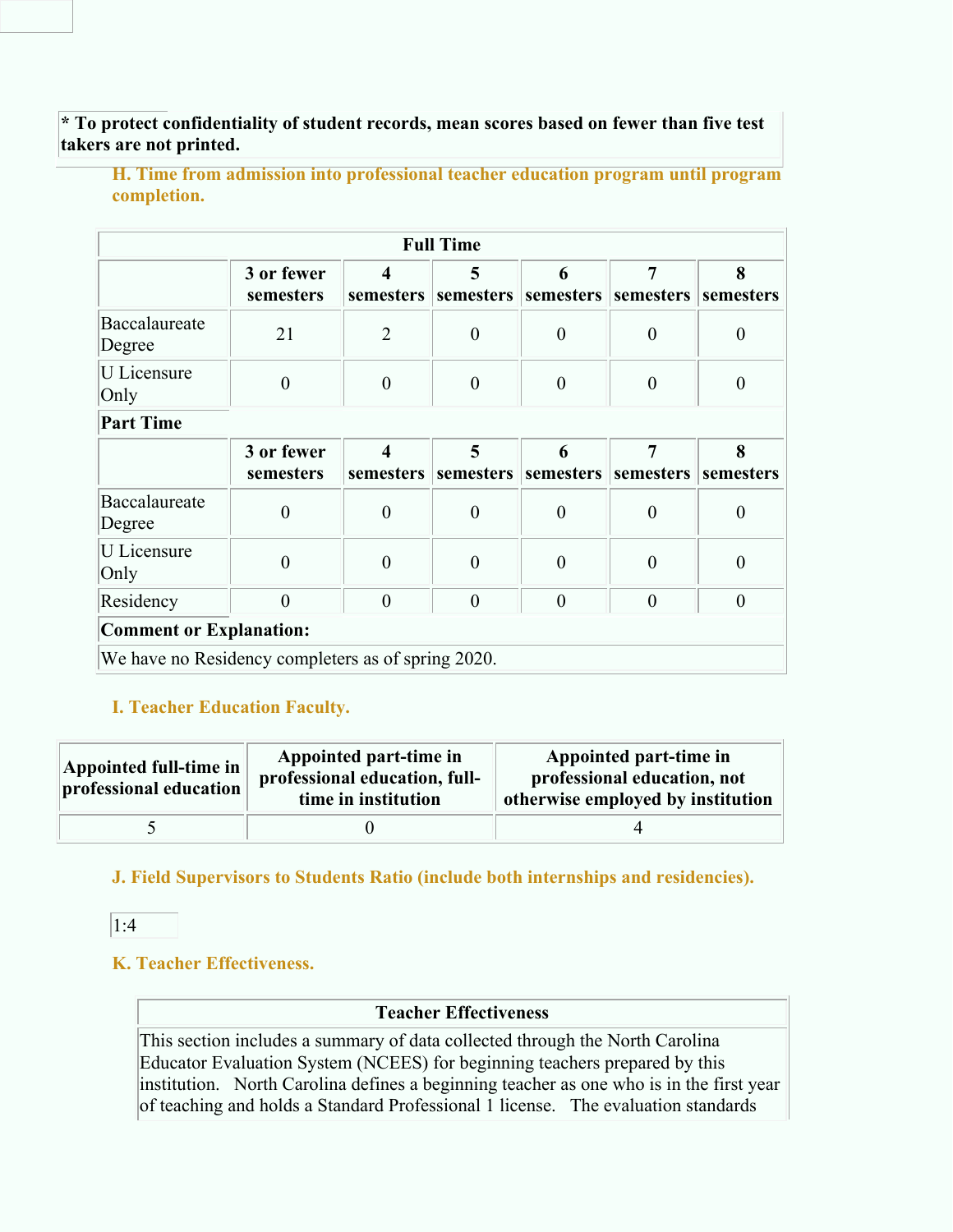**\* To protect confidentiality of student records, mean scores based on fewer than five test takers are not printed.**

## H. Time from admission into professional teacher education program until program completion.

| Full Time | | | | | | |
|---|---|---|---|---|---|---|
| | **3 or fewer semesters** | **4 semesters** | **5 semesters** | **6 semesters** | **7 semesters** | **8 semesters** |
| Baccalaureate Degree | 21 | 2 | 0 | 0 | 0 | 0 |
| U Licensure Only | 0 | 0 | 0 | 0 | 0 | 0 |
| **Part Time** | | | | | | |
| | **3 or fewer semesters** | **4 semesters** | **5 semesters** | **6 semesters** | **7 semesters** | **8 semesters** |
| Baccalaureate Degree | 0 | 0 | 0 | 0 | 0 | 0 |
| U Licensure Only | 0 | 0 | 0 | 0 | 0 | 0 |
| Residency | 0 | 0 | 0 | 0 | 0 | 0 |
| **Comment or Explanation:** | | | | | | |
| We have no Residency completers as of spring 2020. | | | | | | |

## I. Teacher Education Faculty.

| Appointed full-time in professional education | Appointed part-time in professional education, full-time in institution | Appointed part-time in professional education, not otherwise employed by institution |
|---|---|---|
| 5 | 0 | 4 |

## J. Field Supervisors to Students Ratio (include both internships and residencies).

1:4

## K. Teacher Effectiveness.

| Teacher Effectiveness |
|---|
| This section includes a summary of data collected through the North Carolina Educator Evaluation System (NCEES) for beginning teachers prepared by this institution. North Carolina defines a beginning teacher as one who is in the first year of teaching and holds a Standard Professional 1 license. The evaluation standards |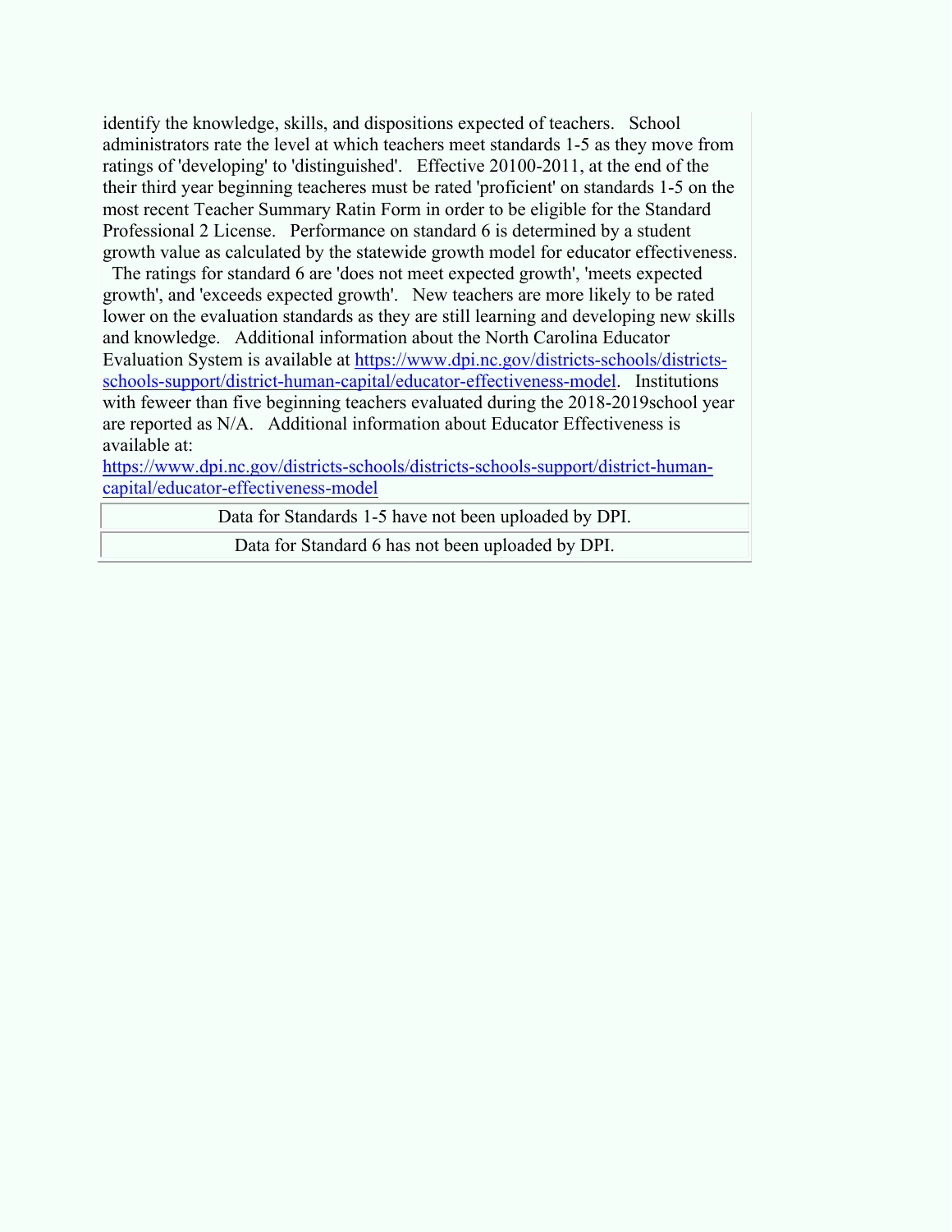identify the knowledge, skills, and dispositions expected of teachers. School administrators rate the level at which teachers meet standards 1-5 as they move from ratings of 'developing' to 'distinguished'. Effective 20100-2011, at the end of the their third year beginning teacheres must be rated 'proficient' on standards 1-5 on the most recent Teacher Summary Ratin Form in order to be eligible for the Standard Professional 2 License. Performance on standard 6 is determined by a student growth value as calculated by the statewide growth model for educator effectiveness. The ratings for standard 6 are 'does not meet expected growth', 'meets expected growth', and 'exceeds expected growth'. New teachers are more likely to be rated lower on the evaluation standards as they are still learning and developing new skills and knowledge. Additional information about the North Carolina Educator Evaluation System is available at https://www.dpi.nc.gov/districts-schools/districts-schools-support/district-human-capital/educator-effectiveness-model. Institutions with feweer than five beginning teachers evaluated during the 2018-2019school year are reported as N/A. Additional information about Educator Effectiveness is available at: https://www.dpi.nc.gov/districts-schools/districts-schools-support/district-human-capital/educator-effectiveness-model

| |
|---|
| Data for Standards 1-5 have not been uploaded by DPI. |
| Data for Standard 6 has not been uploaded by DPI. |